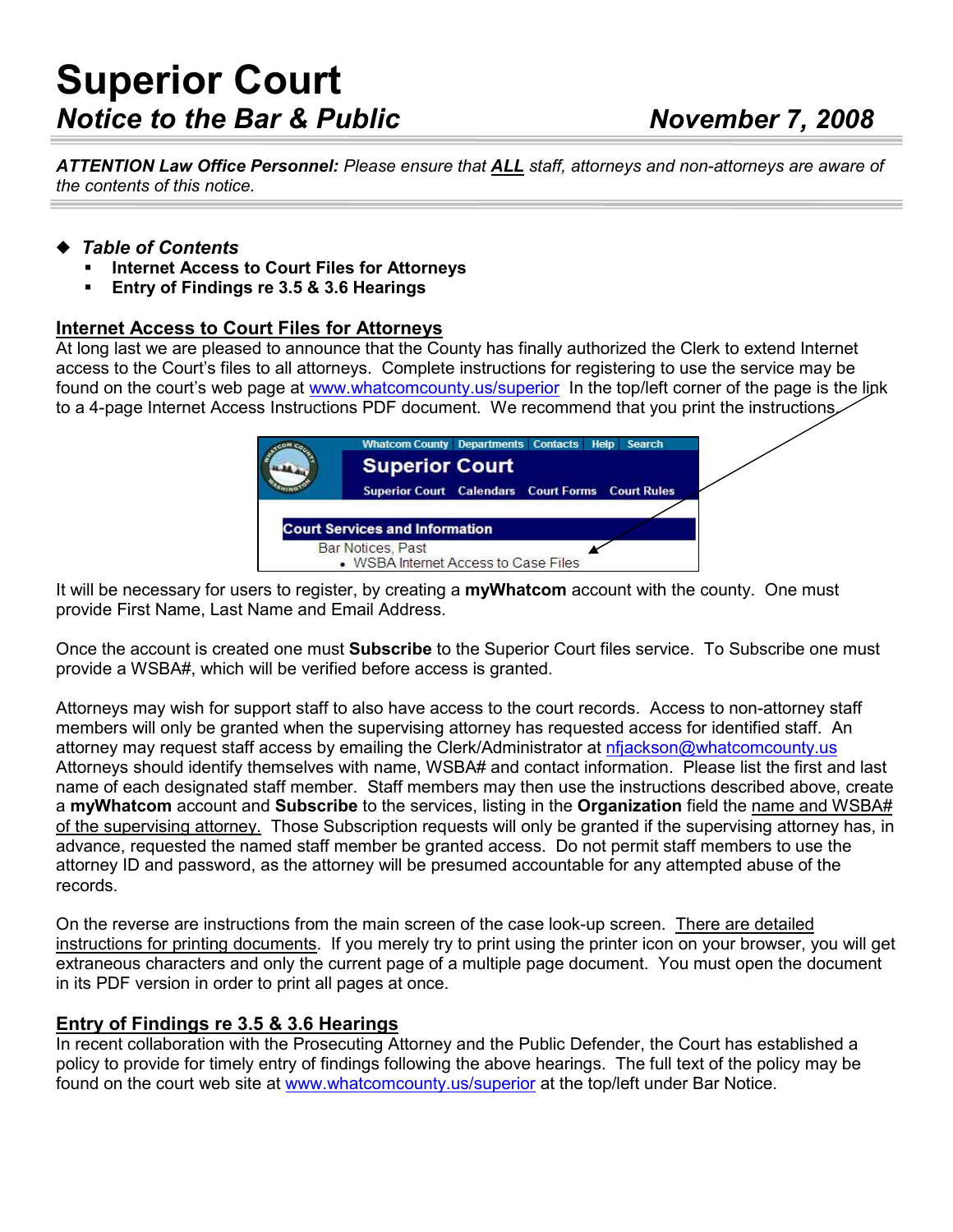# Superior Court

## *Notice to the Bar & Public* *November 7, 2008*

***ATTENTION Law Office Personnel:** Please ensure that **ALL** staff, attorneys and non-attorneys are aware of the contents of this notice.*

- ***Table of Contents***
  - **Internet Access to Court Files for Attorneys**
  - **Entry of Findings re 3.5 & 3.6 Hearings**

## Internet Access to Court Files for Attorneys

At long last we are pleased to announce that the County has finally authorized the Clerk to extend Internet access to the Court's files to all attorneys. Complete instructions for registering to use the service may be found on the court's web page at www.whatcomcounty.us/superior In the top/left corner of the page is the link to a 4-page Internet Access Instructions PDF document. We recommend that you print the instructions.

Whatcom County Departments Contacts Help Search
Superior Court
Superior Court Calendars Court Forms Court Rules
Court Services and Information
Bar Notices, Past
- WSBA Internet Access to Case Files

It will be necessary for users to register, by creating a **myWhatcom** account with the county. One must provide First Name, Last Name and Email Address.

Once the account is created one must **Subscribe** to the Superior Court files service. To Subscribe one must provide a WSBA#, which will be verified before access is granted.

Attorneys may wish for support staff to also have access to the court records. Access to non-attorney staff members will only be granted when the supervising attorney has requested access for identified staff. An attorney may request staff access by emailing the Clerk/Administrator at nfjackson@whatcomcounty.us Attorneys should identify themselves with name, WSBA# and contact information. Please list the first and last name of each designated staff member. Staff members may then use the instructions described above, create a **myWhatcom** account and **Subscribe** to the services, listing in the **Organization** field the name and WSBA# of the supervising attorney. Those Subscription requests will only be granted if the supervising attorney has, in advance, requested the named staff member be granted access. Do not permit staff members to use the attorney ID and password, as the attorney will be presumed accountable for any attempted abuse of the records.

On the reverse are instructions from the main screen of the case look-up screen. There are detailed instructions for printing documents. If you merely try to print using the printer icon on your browser, you will get extraneous characters and only the current page of a multiple page document. You must open the document in its PDF version in order to print all pages at once.

## Entry of Findings re 3.5 & 3.6 Hearings

In recent collaboration with the Prosecuting Attorney and the Public Defender, the Court has established a policy to provide for timely entry of findings following the above hearings. The full text of the policy may be found on the court web site at www.whatcomcounty.us/superior at the top/left under Bar Notice.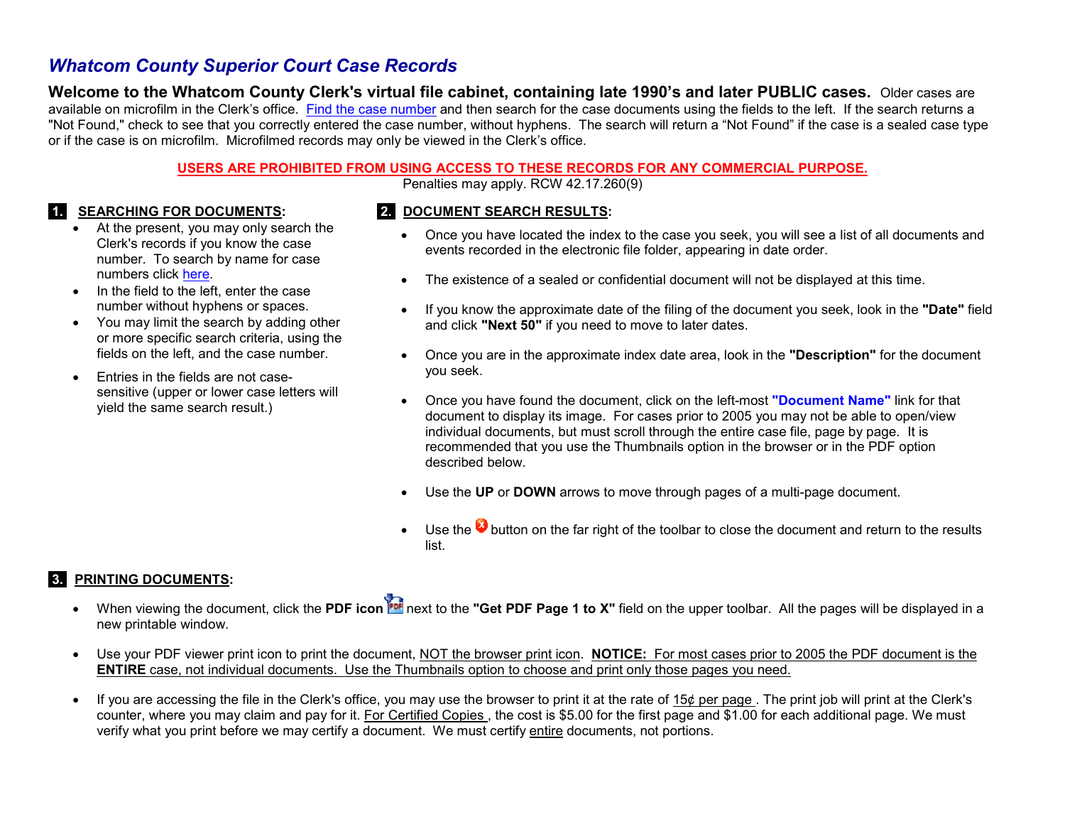## *Whatcom County Superior Court Case Records*

**Welcome to the Whatcom County Clerk's virtual file cabinet, containing late 1990's and later PUBLIC cases.** Older cases are available on microfilm in the Clerk's office. Find the case number and then search for the case documents using the fields to the left. If the search returns a "Not Found," check to see that you correctly entered the case number, without hyphens. The search will return a "Not Found" if the case is a sealed case type or if the case is on microfilm. Microfilmed records may only be viewed in the Clerk's office.

**USERS ARE PROHIBITED FROM USING ACCESS TO THESE RECORDS FOR ANY COMMERCIAL PURPOSE.**
Penalties may apply. RCW 42.17.260(9)

### 1. SEARCHING FOR DOCUMENTS:

- At the present, you may only search the Clerk's records if you know the case number. To search by name for case numbers click here.
- In the field to the left, enter the case number without hyphens or spaces.
- You may limit the search by adding other or more specific search criteria, using the fields on the left, and the case number.
- Entries in the fields are not case-sensitive (upper or lower case letters will yield the same search result.)

### 2. DOCUMENT SEARCH RESULTS:

- Once you have located the index to the case you seek, you will see a list of all documents and events recorded in the electronic file folder, appearing in date order.
- The existence of a sealed or confidential document will not be displayed at this time.
- If you know the approximate date of the filing of the document you seek, look in the **"Date"** field and click **"Next 50"** if you need to move to later dates.
- Once you are in the approximate index date area, look in the **"Description"** for the document you seek.
- Once you have found the document, click on the left-most **"Document Name"** link for that document to display its image. For cases prior to 2005 you may not be able to open/view individual documents, but must scroll through the entire case file, page by page. It is recommended that you use the Thumbnails option in the browser or in the PDF option described below.
- Use the **UP** or **DOWN** arrows to move through pages of a multi-page document.
- Use the button on the far right of the toolbar to close the document and return to the results list.

### 3. PRINTING DOCUMENTS:

- When viewing the document, click the **PDF icon** next to the **"Get PDF Page 1 to X"** field on the upper toolbar. All the pages will be displayed in a new printable window.
- Use your PDF viewer print icon to print the document, NOT the browser print icon. **NOTICE:** For most cases prior to 2005 the PDF document is the **ENTIRE** case, not individual documents. Use the Thumbnails option to choose and print only those pages you need.
- If you are accessing the file in the Clerk's office, you may use the browser to print it at the rate of 15¢ per page. The print job will print at the Clerk's counter, where you may claim and pay for it. For Certified Copies, the cost is $5.00 for the first page and $1.00 for each additional page. We must verify what you print before we may certify a document. We must certify entire documents, not portions.